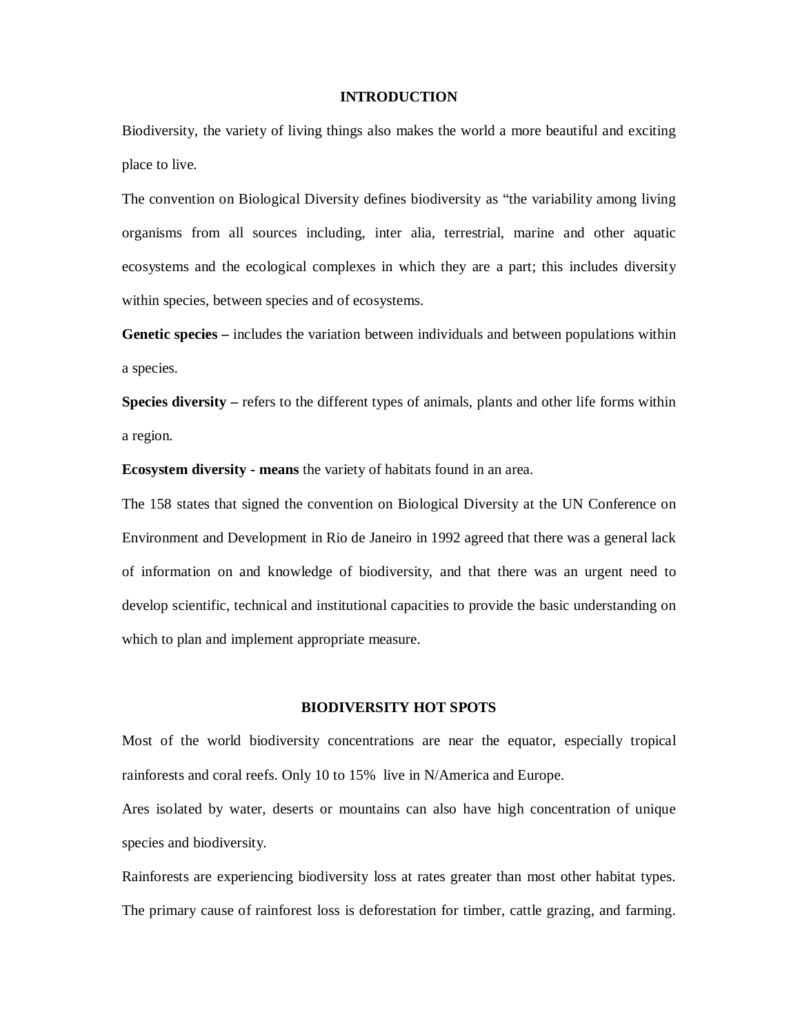## INTRODUCTION

Biodiversity, the variety of living things also makes the world a more beautiful and exciting place to live.

The convention on Biological Diversity defines biodiversity as “the variability among living organisms from all sources including, inter alia, terrestrial, marine and other aquatic ecosystems and the ecological complexes in which they are a part; this includes diversity within species, between species and of ecosystems.

**Genetic species –** includes the variation between individuals and between populations within a species.

**Species diversity –** refers to the different types of animals, plants and other life forms within a region.

**Ecosystem diversity - means** the variety of habitats found in an area.

The 158 states that signed the convention on Biological Diversity at the UN Conference on Environment and Development in Rio de Janeiro in 1992 agreed that there was a general lack of information on and knowledge of biodiversity, and that there was an urgent need to develop scientific, technical and institutional capacities to provide the basic understanding on which to plan and implement appropriate measure.

## BIODIVERSITY HOT SPOTS

Most of the world biodiversity concentrations are near the equator, especially tropical rainforests and coral reefs. Only 10 to 15% live in N/America and Europe.

Ares isolated by water, deserts or mountains can also have high concentration of unique species and biodiversity.

Rainforests are experiencing biodiversity loss at rates greater than most other habitat types. The primary cause of rainforest loss is deforestation for timber, cattle grazing, and farming.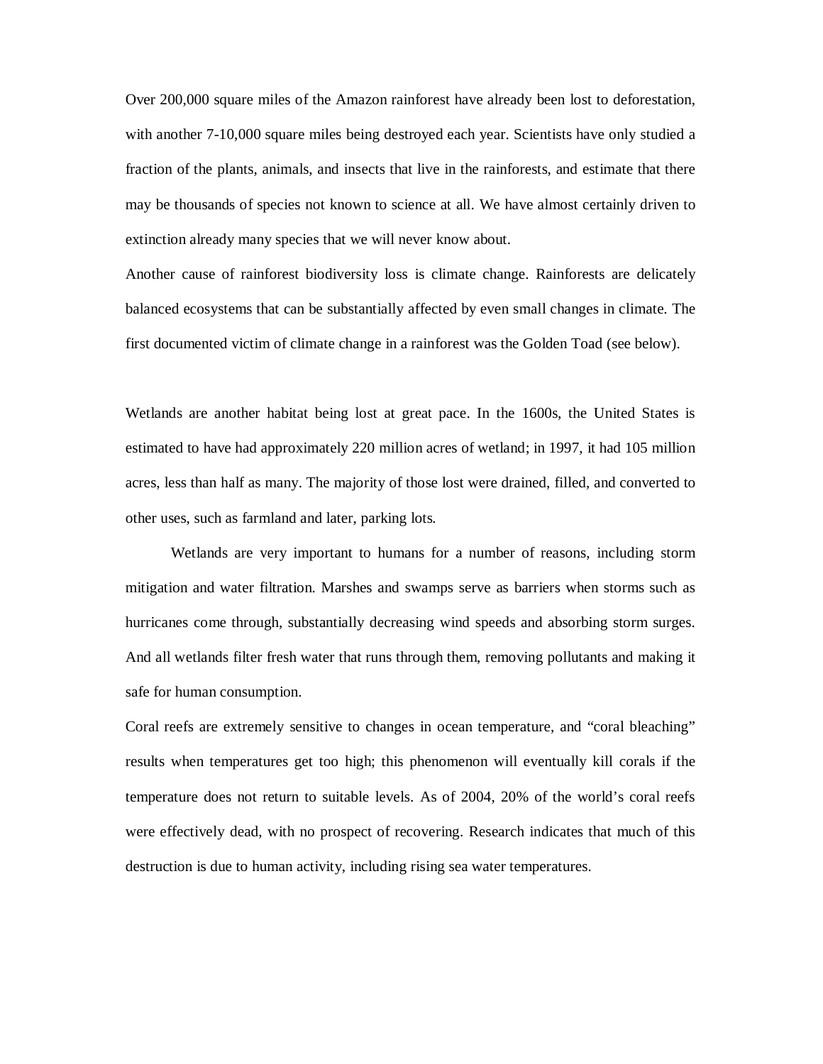Over 200,000 square miles of the Amazon rainforest have already been lost to deforestation, with another 7-10,000 square miles being destroyed each year. Scientists have only studied a fraction of the plants, animals, and insects that live in the rainforests, and estimate that there may be thousands of species not known to science at all. We have almost certainly driven to extinction already many species that we will never know about.

Another cause of rainforest biodiversity loss is climate change. Rainforests are delicately balanced ecosystems that can be substantially affected by even small changes in climate. The first documented victim of climate change in a rainforest was the Golden Toad (see below).

Wetlands are another habitat being lost at great pace. In the 1600s, the United States is estimated to have had approximately 220 million acres of wetland; in 1997, it had 105 million acres, less than half as many. The majority of those lost were drained, filled, and converted to other uses, such as farmland and later, parking lots.

Wetlands are very important to humans for a number of reasons, including storm mitigation and water filtration. Marshes and swamps serve as barriers when storms such as hurricanes come through, substantially decreasing wind speeds and absorbing storm surges. And all wetlands filter fresh water that runs through them, removing pollutants and making it safe for human consumption.

Coral reefs are extremely sensitive to changes in ocean temperature, and "coral bleaching" results when temperatures get too high; this phenomenon will eventually kill corals if the temperature does not return to suitable levels. As of 2004, 20% of the world's coral reefs were effectively dead, with no prospect of recovering. Research indicates that much of this destruction is due to human activity, including rising sea water temperatures.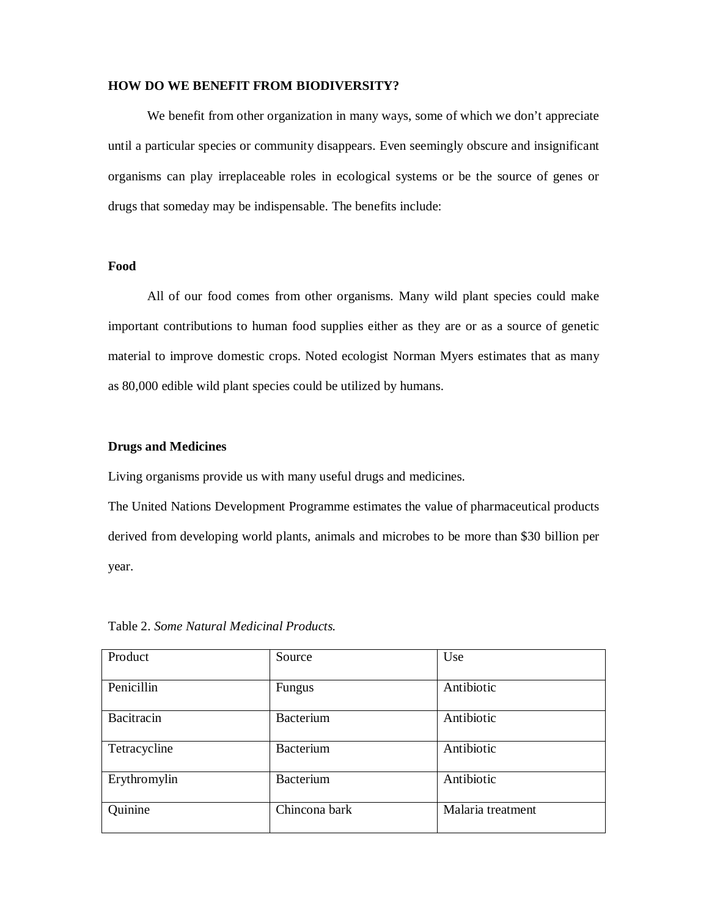**HOW DO WE BENEFIT FROM BIODIVERSITY?**

We benefit from other organization in many ways, some of which we don't appreciate until a particular species or community disappears. Even seemingly obscure and insignificant organisms can play irreplaceable roles in ecological systems or be the source of genes or drugs that someday may be indispensable. The benefits include:

**Food**

All of our food comes from other organisms. Many wild plant species could make important contributions to human food supplies either as they are or as a source of genetic material to improve domestic crops. Noted ecologist Norman Myers estimates that as many as 80,000 edible wild plant species could be utilized by humans.

**Drugs and Medicines**

Living organisms provide us with many useful drugs and medicines.

The United Nations Development Programme estimates the value of pharmaceutical products derived from developing world plants, animals and microbes to be more than $30 billion per year.

Table 2. *Some Natural Medicinal Products.*

| Product | Source | Use |
|---|---|---|
| Penicillin | Fungus | Antibiotic |
| Bacitracin | Bacterium | Antibiotic |
| Tetracycline | Bacterium | Antibiotic |
| Erythromylin | Bacterium | Antibiotic |
| Quinine | Chincona bark | Malaria treatment |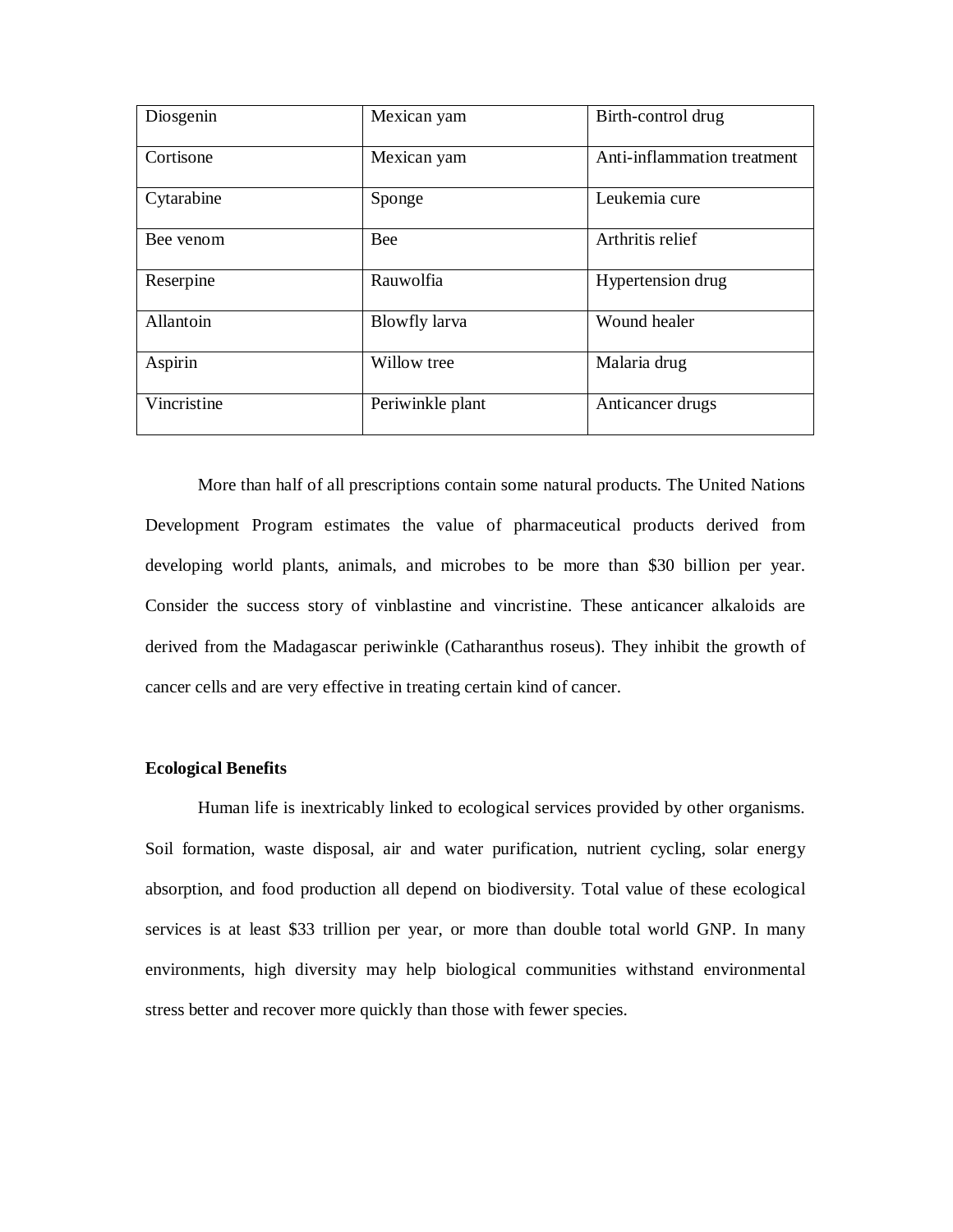| Diosgenin | Mexican yam | Birth-control drug |
|---|---|---|
| Cortisone | Mexican yam | Anti-inflammation treatment |
| Cytarabine | Sponge | Leukemia cure |
| Bee venom | Bee | Arthritis relief |
| Reserpine | Rauwolfia | Hypertension drug |
| Allantoin | Blowfly larva | Wound healer |
| Aspirin | Willow tree | Malaria drug |
| Vincristine | Periwinkle plant | Anticancer drugs |

More than half of all prescriptions contain some natural products. The United Nations Development Program estimates the value of pharmaceutical products derived from developing world plants, animals, and microbes to be more than $30 billion per year. Consider the success story of vinblastine and vincristine. These anticancer alkaloids are derived from the Madagascar periwinkle (Catharanthus roseus). They inhibit the growth of cancer cells and are very effective in treating certain kind of cancer.

**Ecological Benefits**

Human life is inextricably linked to ecological services provided by other organisms. Soil formation, waste disposal, air and water purification, nutrient cycling, solar energy absorption, and food production all depend on biodiversity. Total value of these ecological services is at least $33 trillion per year, or more than double total world GNP. In many environments, high diversity may help biological communities withstand environmental stress better and recover more quickly than those with fewer species.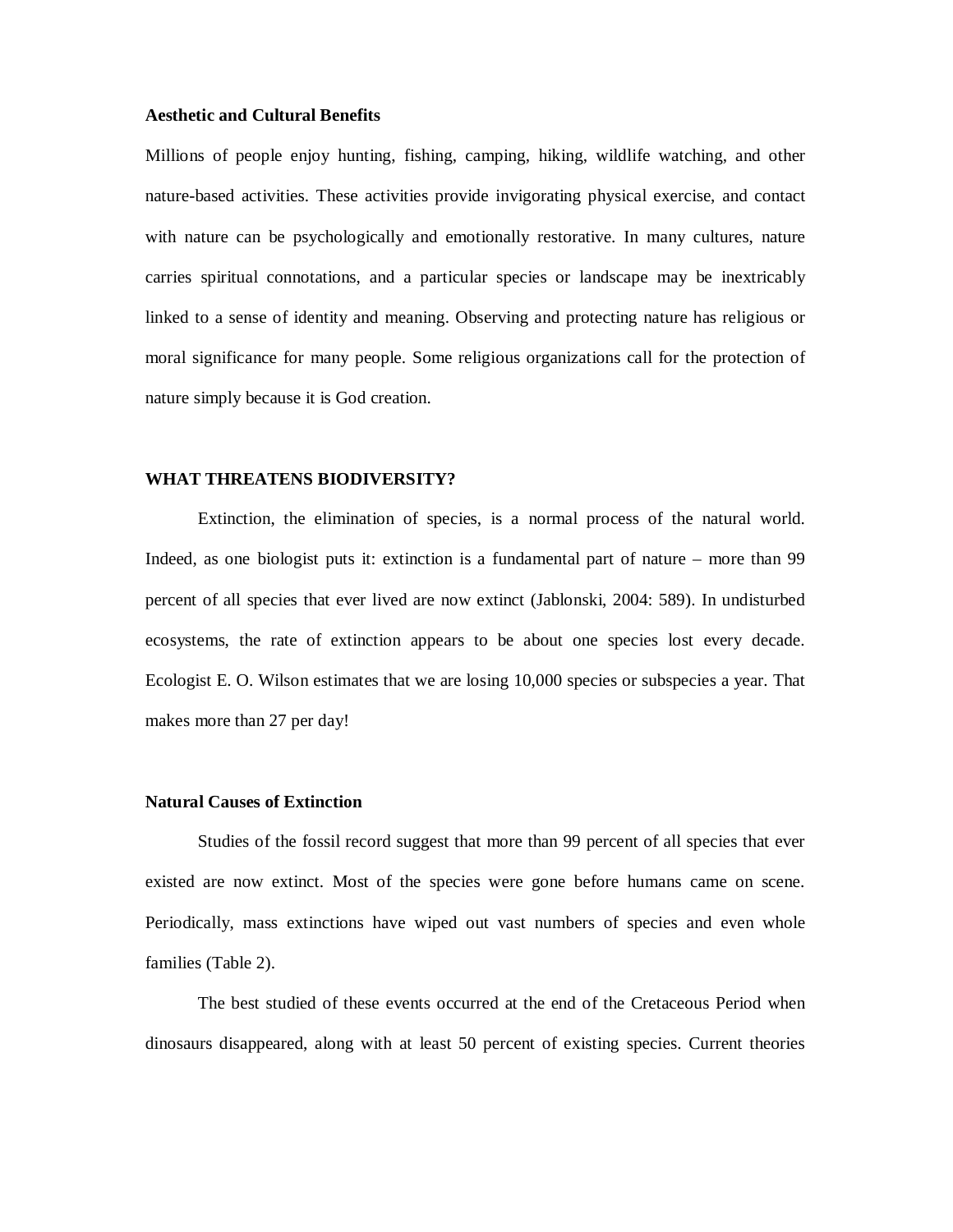**Aesthetic and Cultural Benefits**

Millions of people enjoy hunting, fishing, camping, hiking, wildlife watching, and other nature-based activities. These activities provide invigorating physical exercise, and contact with nature can be psychologically and emotionally restorative. In many cultures, nature carries spiritual connotations, and a particular species or landscape may be inextricably linked to a sense of identity and meaning. Observing and protecting nature has religious or moral significance for many people. Some religious organizations call for the protection of nature simply because it is God creation.

## WHAT THREATENS BIODIVERSITY?

Extinction, the elimination of species, is a normal process of the natural world. Indeed, as one biologist puts it: extinction is a fundamental part of nature – more than 99 percent of all species that ever lived are now extinct (Jablonski, 2004: 589). In undisturbed ecosystems, the rate of extinction appears to be about one species lost every decade. Ecologist E. O. Wilson estimates that we are losing 10,000 species or subspecies a year. That makes more than 27 per day!

**Natural Causes of Extinction**

Studies of the fossil record suggest that more than 99 percent of all species that ever existed are now extinct. Most of the species were gone before humans came on scene. Periodically, mass extinctions have wiped out vast numbers of species and even whole families (Table 2).

The best studied of these events occurred at the end of the Cretaceous Period when dinosaurs disappeared, along with at least 50 percent of existing species. Current theories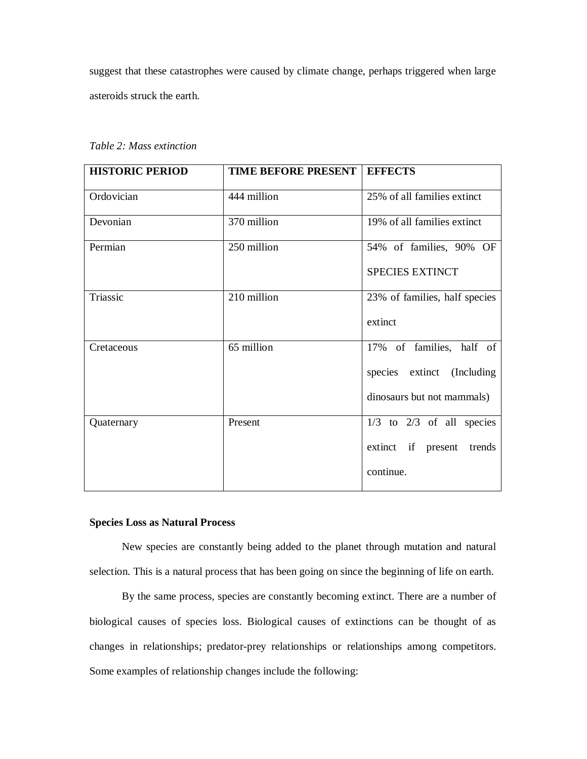suggest that these catastrophes were caused by climate change, perhaps triggered when large asteroids struck the earth.

*Table 2: Mass extinction*

| HISTORIC PERIOD | TIME BEFORE PRESENT | EFFECTS |
|---|---|---|
| Ordovician | 444 million | 25% of all families extinct |
| Devonian | 370 million | 19% of all families extinct |
| Permian | 250 million | 54% of families, 90% OF SPECIES EXTINCT |
| Triassic | 210 million | 23% of families, half species extinct |
| Cretaceous | 65 million | 17% of families, half of species extinct (Including dinosaurs but not mammals) |
| Quaternary | Present | 1/3 to 2/3 of all species extinct if present trends continue. |

**Species Loss as Natural Process**

New species are constantly being added to the planet through mutation and natural selection. This is a natural process that has been going on since the beginning of life on earth.

By the same process, species are constantly becoming extinct. There are a number of biological causes of species loss. Biological causes of extinctions can be thought of as changes in relationships; predator-prey relationships or relationships among competitors. Some examples of relationship changes include the following: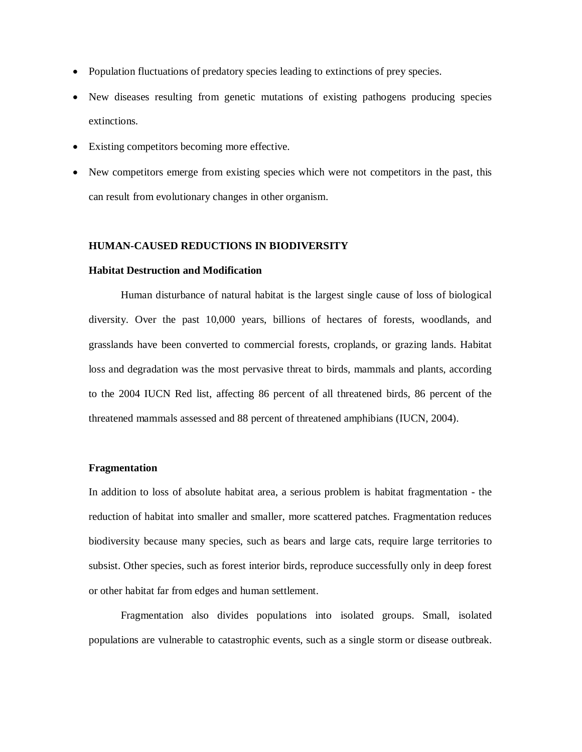- Population fluctuations of predatory species leading to extinctions of prey species.
- New diseases resulting from genetic mutations of existing pathogens producing species extinctions.
- Existing competitors becoming more effective.
- New competitors emerge from existing species which were not competitors in the past, this can result from evolutionary changes in other organism.

## HUMAN-CAUSED REDUCTIONS IN BIODIVERSITY

### Habitat Destruction and Modification

Human disturbance of natural habitat is the largest single cause of loss of biological diversity. Over the past 10,000 years, billions of hectares of forests, woodlands, and grasslands have been converted to commercial forests, croplands, or grazing lands. Habitat loss and degradation was the most pervasive threat to birds, mammals and plants, according to the 2004 IUCN Red list, affecting 86 percent of all threatened birds, 86 percent of the threatened mammals assessed and 88 percent of threatened amphibians (IUCN, 2004).

### Fragmentation

In addition to loss of absolute habitat area, a serious problem is habitat fragmentation - the reduction of habitat into smaller and smaller, more scattered patches. Fragmentation reduces biodiversity because many species, such as bears and large cats, require large territories to subsist. Other species, such as forest interior birds, reproduce successfully only in deep forest or other habitat far from edges and human settlement.

Fragmentation also divides populations into isolated groups. Small, isolated populations are vulnerable to catastrophic events, such as a single storm or disease outbreak.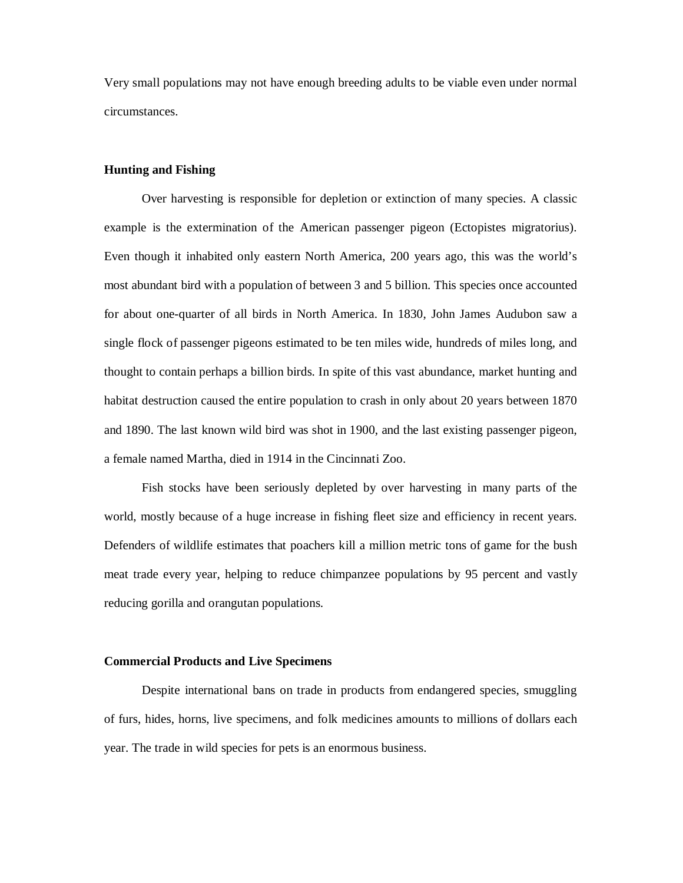Very small populations may not have enough breeding adults to be viable even under normal circumstances.

**Hunting and Fishing**

Over harvesting is responsible for depletion or extinction of many species. A classic example is the extermination of the American passenger pigeon (Ectopistes migratorius). Even though it inhabited only eastern North America, 200 years ago, this was the world's most abundant bird with a population of between 3 and 5 billion. This species once accounted for about one-quarter of all birds in North America. In 1830, John James Audubon saw a single flock of passenger pigeons estimated to be ten miles wide, hundreds of miles long, and thought to contain perhaps a billion birds. In spite of this vast abundance, market hunting and habitat destruction caused the entire population to crash in only about 20 years between 1870 and 1890. The last known wild bird was shot in 1900, and the last existing passenger pigeon, a female named Martha, died in 1914 in the Cincinnati Zoo.

Fish stocks have been seriously depleted by over harvesting in many parts of the world, mostly because of a huge increase in fishing fleet size and efficiency in recent years. Defenders of wildlife estimates that poachers kill a million metric tons of game for the bush meat trade every year, helping to reduce chimpanzee populations by 95 percent and vastly reducing gorilla and orangutan populations.

**Commercial Products and Live Specimens**

Despite international bans on trade in products from endangered species, smuggling of furs, hides, horns, live specimens, and folk medicines amounts to millions of dollars each year. The trade in wild species for pets is an enormous business.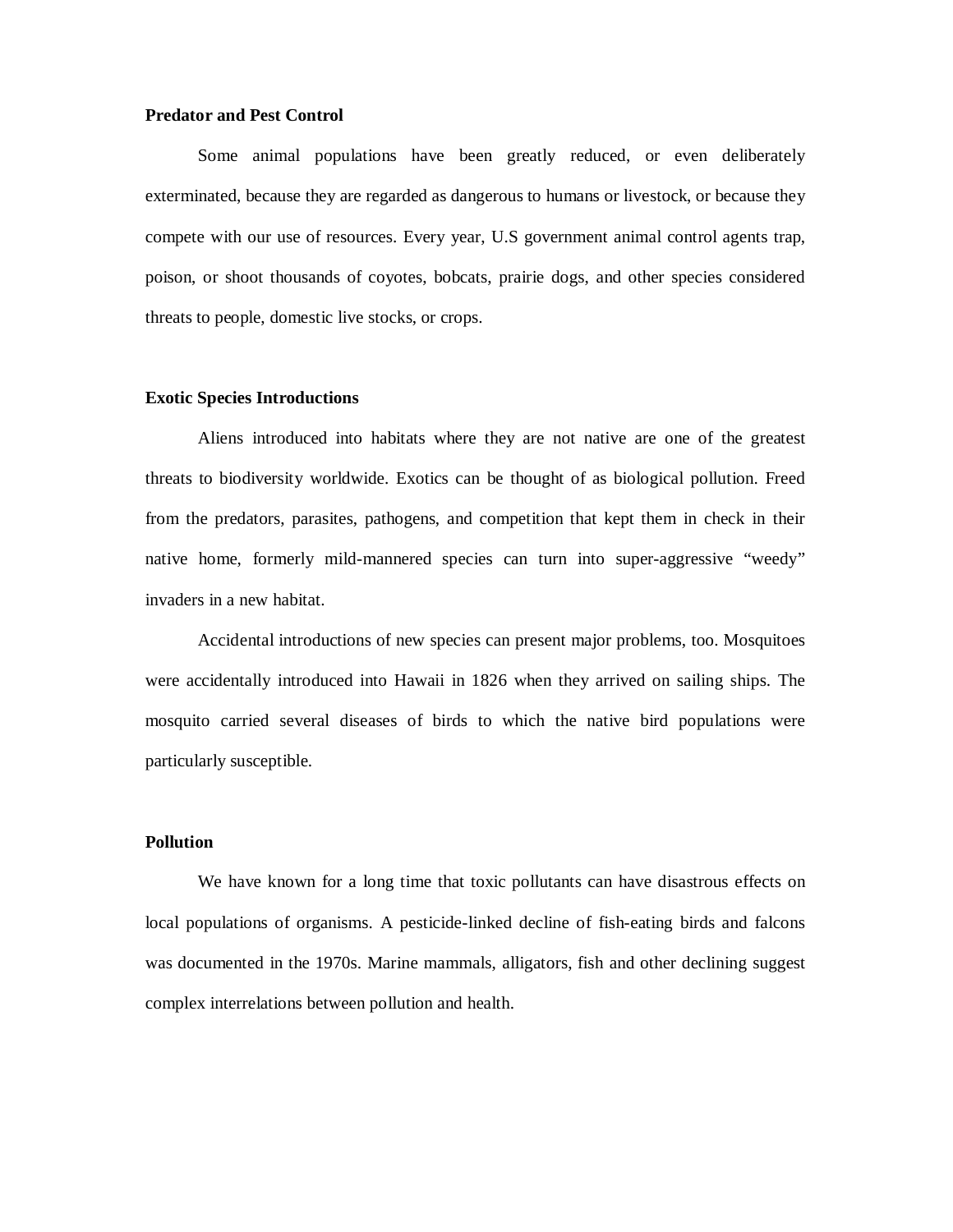**Predator and Pest Control**

Some animal populations have been greatly reduced, or even deliberately exterminated, because they are regarded as dangerous to humans or livestock, or because they compete with our use of resources. Every year, U.S government animal control agents trap, poison, or shoot thousands of coyotes, bobcats, prairie dogs, and other species considered threats to people, domestic live stocks, or crops.

**Exotic Species Introductions**

Aliens introduced into habitats where they are not native are one of the greatest threats to biodiversity worldwide. Exotics can be thought of as biological pollution. Freed from the predators, parasites, pathogens, and competition that kept them in check in their native home, formerly mild-mannered species can turn into super-aggressive "weedy" invaders in a new habitat.

Accidental introductions of new species can present major problems, too. Mosquitoes were accidentally introduced into Hawaii in 1826 when they arrived on sailing ships. The mosquito carried several diseases of birds to which the native bird populations were particularly susceptible.

**Pollution**

We have known for a long time that toxic pollutants can have disastrous effects on local populations of organisms. A pesticide-linked decline of fish-eating birds and falcons was documented in the 1970s. Marine mammals, alligators, fish and other declining suggest complex interrelations between pollution and health.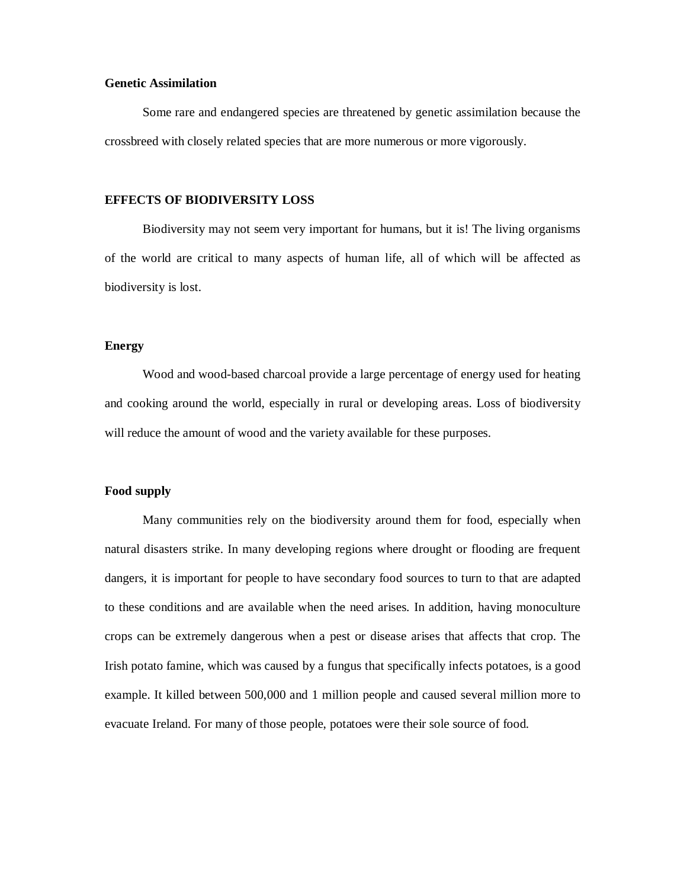**Genetic Assimilation**

Some rare and endangered species are threatened by genetic assimilation because the crossbreed with closely related species that are more numerous or more vigorously.

## EFFECTS OF BIODIVERSITY LOSS

Biodiversity may not seem very important for humans, but it is! The living organisms of the world are critical to many aspects of human life, all of which will be affected as biodiversity is lost.

**Energy**

Wood and wood-based charcoal provide a large percentage of energy used for heating and cooking around the world, especially in rural or developing areas. Loss of biodiversity will reduce the amount of wood and the variety available for these purposes.

**Food supply**

Many communities rely on the biodiversity around them for food, especially when natural disasters strike. In many developing regions where drought or flooding are frequent dangers, it is important for people to have secondary food sources to turn to that are adapted to these conditions and are available when the need arises. In addition, having monoculture crops can be extremely dangerous when a pest or disease arises that affects that crop. The Irish potato famine, which was caused by a fungus that specifically infects potatoes, is a good example. It killed between 500,000 and 1 million people and caused several million more to evacuate Ireland. For many of those people, potatoes were their sole source of food.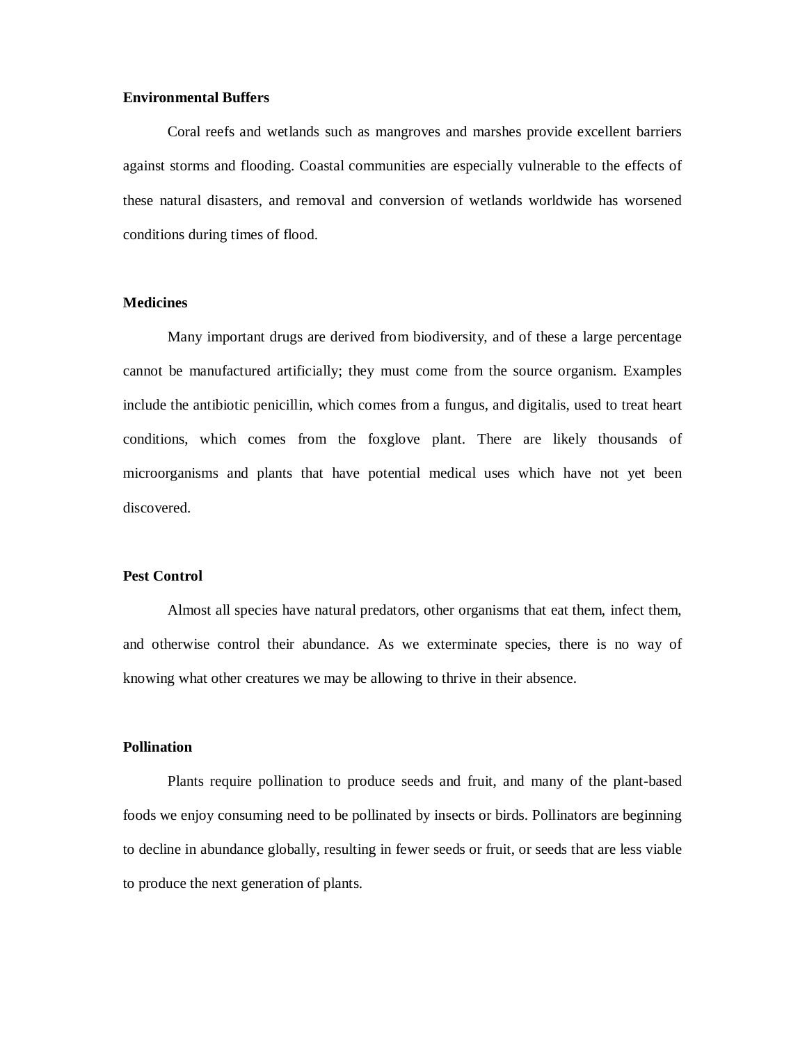**Environmental Buffers**

Coral reefs and wetlands such as mangroves and marshes provide excellent barriers against storms and flooding. Coastal communities are especially vulnerable to the effects of these natural disasters, and removal and conversion of wetlands worldwide has worsened conditions during times of flood.

**Medicines**

Many important drugs are derived from biodiversity, and of these a large percentage cannot be manufactured artificially; they must come from the source organism. Examples include the antibiotic penicillin, which comes from a fungus, and digitalis, used to treat heart conditions, which comes from the foxglove plant. There are likely thousands of microorganisms and plants that have potential medical uses which have not yet been discovered.

**Pest Control**

Almost all species have natural predators, other organisms that eat them, infect them, and otherwise control their abundance. As we exterminate species, there is no way of knowing what other creatures we may be allowing to thrive in their absence.

**Pollination**

Plants require pollination to produce seeds and fruit, and many of the plant-based foods we enjoy consuming need to be pollinated by insects or birds. Pollinators are beginning to decline in abundance globally, resulting in fewer seeds or fruit, or seeds that are less viable to produce the next generation of plants.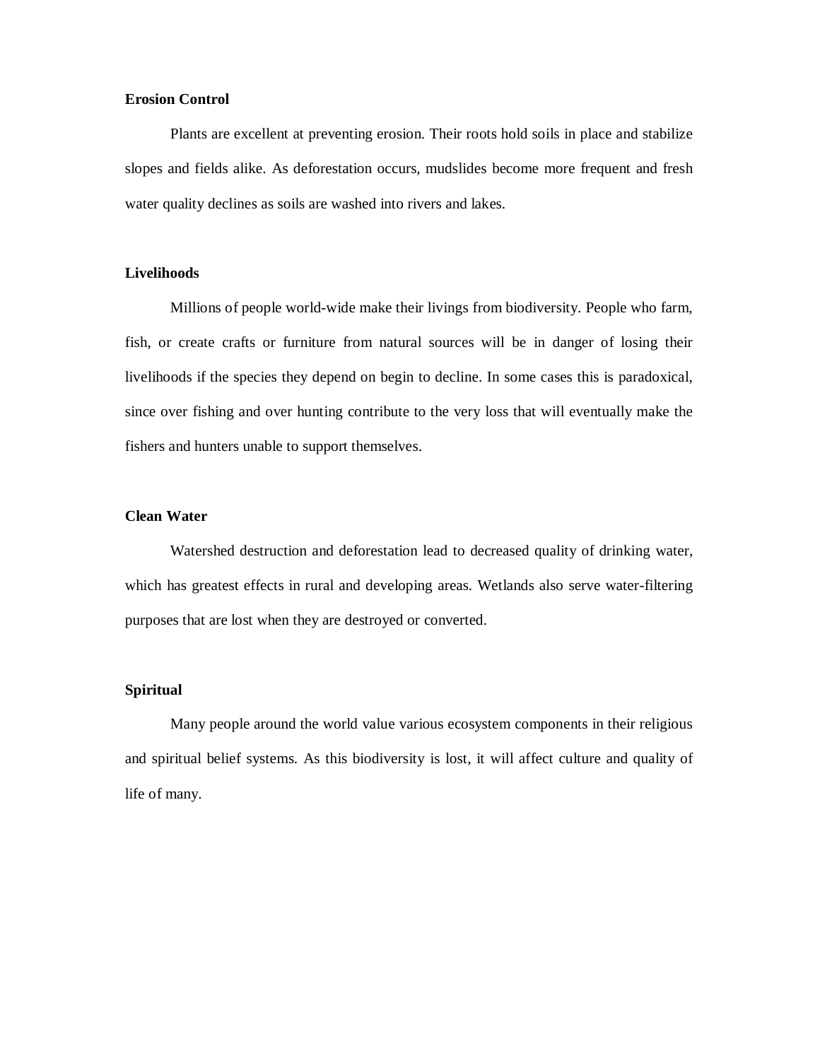**Erosion Control**

Plants are excellent at preventing erosion. Their roots hold soils in place and stabilize slopes and fields alike. As deforestation occurs, mudslides become more frequent and fresh water quality declines as soils are washed into rivers and lakes.

**Livelihoods**

Millions of people world-wide make their livings from biodiversity. People who farm, fish, or create crafts or furniture from natural sources will be in danger of losing their livelihoods if the species they depend on begin to decline. In some cases this is paradoxical, since over fishing and over hunting contribute to the very loss that will eventually make the fishers and hunters unable to support themselves.

**Clean Water**

Watershed destruction and deforestation lead to decreased quality of drinking water, which has greatest effects in rural and developing areas. Wetlands also serve water-filtering purposes that are lost when they are destroyed or converted.

**Spiritual**

Many people around the world value various ecosystem components in their religious and spiritual belief systems. As this biodiversity is lost, it will affect culture and quality of life of many.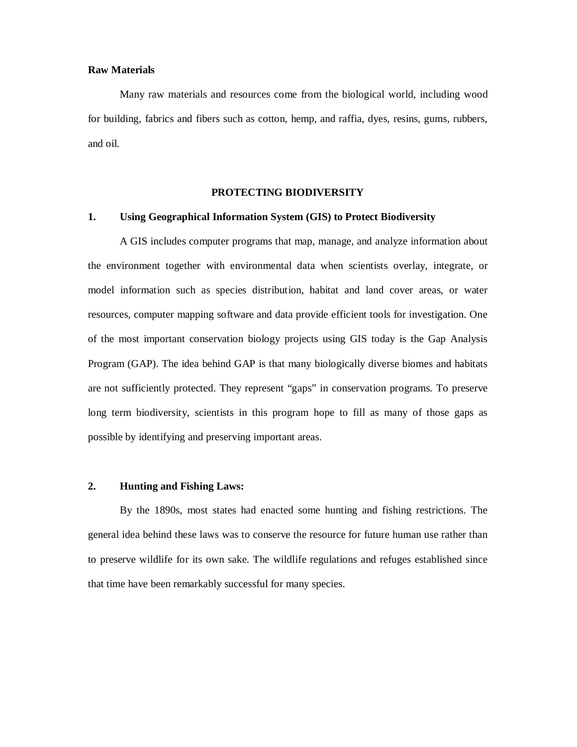**Raw Materials**

Many raw materials and resources come from the biological world, including wood for building, fabrics and fibers such as cotton, hemp, and raffia, dyes, resins, gums, rubbers, and oil.

## PROTECTING BIODIVERSITY

### 1. Using Geographical Information System (GIS) to Protect Biodiversity

A GIS includes computer programs that map, manage, and analyze information about the environment together with environmental data when scientists overlay, integrate, or model information such as species distribution, habitat and land cover areas, or water resources, computer mapping software and data provide efficient tools for investigation. One of the most important conservation biology projects using GIS today is the Gap Analysis Program (GAP). The idea behind GAP is that many biologically diverse biomes and habitats are not sufficiently protected. They represent "gaps" in conservation programs. To preserve long term biodiversity, scientists in this program hope to fill as many of those gaps as possible by identifying and preserving important areas.

### 2. Hunting and Fishing Laws:

By the 1890s, most states had enacted some hunting and fishing restrictions. The general idea behind these laws was to conserve the resource for future human use rather than to preserve wildlife for its own sake. The wildlife regulations and refuges established since that time have been remarkably successful for many species.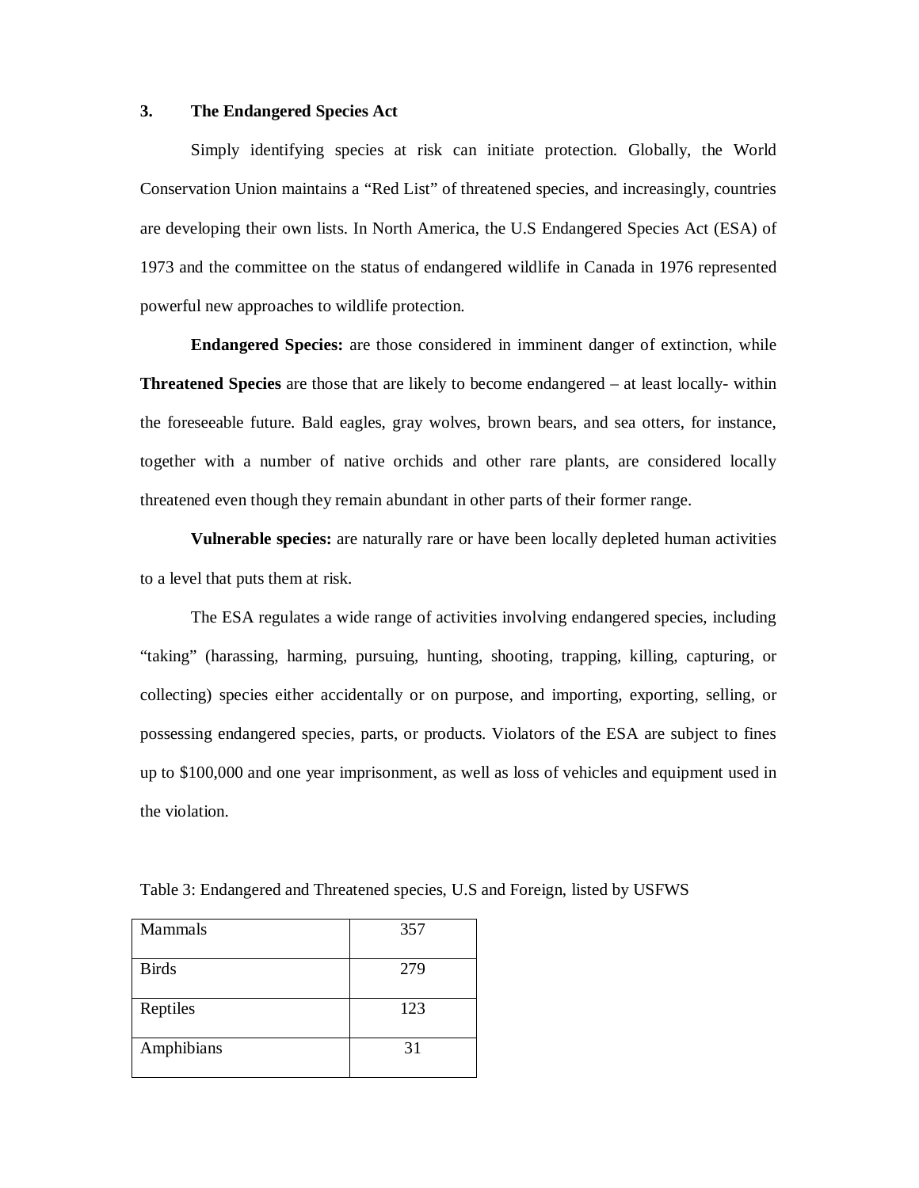## 3. The Endangered Species Act

Simply identifying species at risk can initiate protection. Globally, the World Conservation Union maintains a “Red List” of threatened species, and increasingly, countries are developing their own lists. In North America, the U.S Endangered Species Act (ESA) of 1973 and the committee on the status of endangered wildlife in Canada in 1976 represented powerful new approaches to wildlife protection.

**Endangered Species:** are those considered in imminent danger of extinction, while **Threatened Species** are those that are likely to become endangered – at least locally- within the foreseeable future. Bald eagles, gray wolves, brown bears, and sea otters, for instance, together with a number of native orchids and other rare plants, are considered locally threatened even though they remain abundant in other parts of their former range.

**Vulnerable species:** are naturally rare or have been locally depleted human activities to a level that puts them at risk.

The ESA regulates a wide range of activities involving endangered species, including “taking” (harassing, harming, pursuing, hunting, shooting, trapping, killing, capturing, or collecting) species either accidentally or on purpose, and importing, exporting, selling, or possessing endangered species, parts, or products. Violators of the ESA are subject to fines up to $100,000 and one year imprisonment, as well as loss of vehicles and equipment used in the violation.

Table 3: Endangered and Threatened species, U.S and Foreign, listed by USFWS

| | |
|---|---|
| Mammals | 357 |
| Birds | 279 |
| Reptiles | 123 |
| Amphibians | 31 |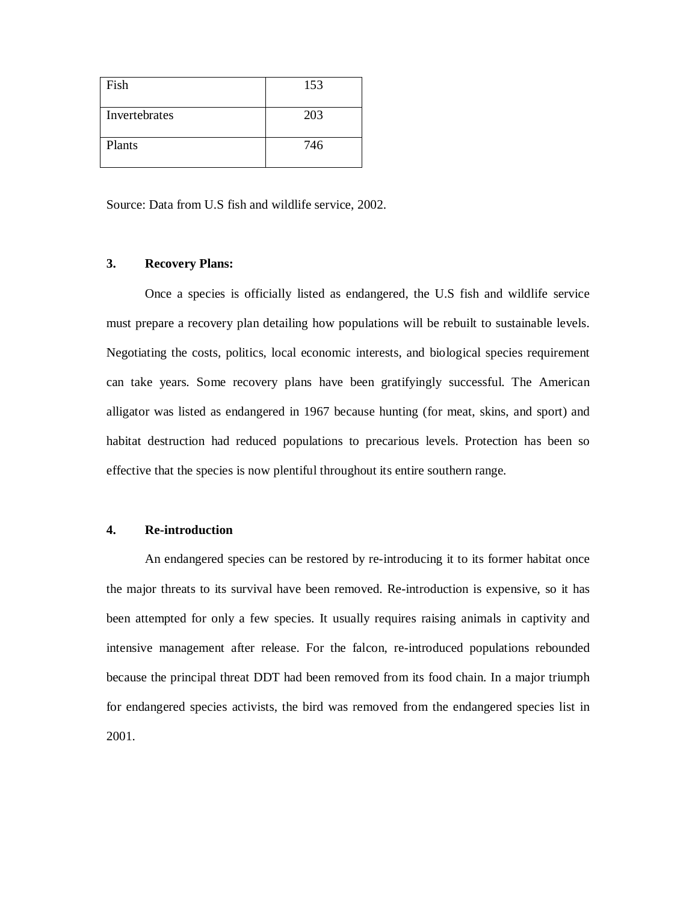| Fish | 153 |
| --- | --- |
| Invertebrates | 203 |
| Plants | 746 |

Source: Data from U.S fish and wildlife service, 2002.

### 3. Recovery Plans:

Once a species is officially listed as endangered, the U.S fish and wildlife service must prepare a recovery plan detailing how populations will be rebuilt to sustainable levels. Negotiating the costs, politics, local economic interests, and biological species requirement can take years. Some recovery plans have been gratifyingly successful. The American alligator was listed as endangered in 1967 because hunting (for meat, skins, and sport) and habitat destruction had reduced populations to precarious levels. Protection has been so effective that the species is now plentiful throughout its entire southern range.

### 4. Re-introduction

An endangered species can be restored by re-introducing it to its former habitat once the major threats to its survival have been removed. Re-introduction is expensive, so it has been attempted for only a few species. It usually requires raising animals in captivity and intensive management after release. For the falcon, re-introduced populations rebounded because the principal threat DDT had been removed from its food chain. In a major triumph for endangered species activists, the bird was removed from the endangered species list in 2001.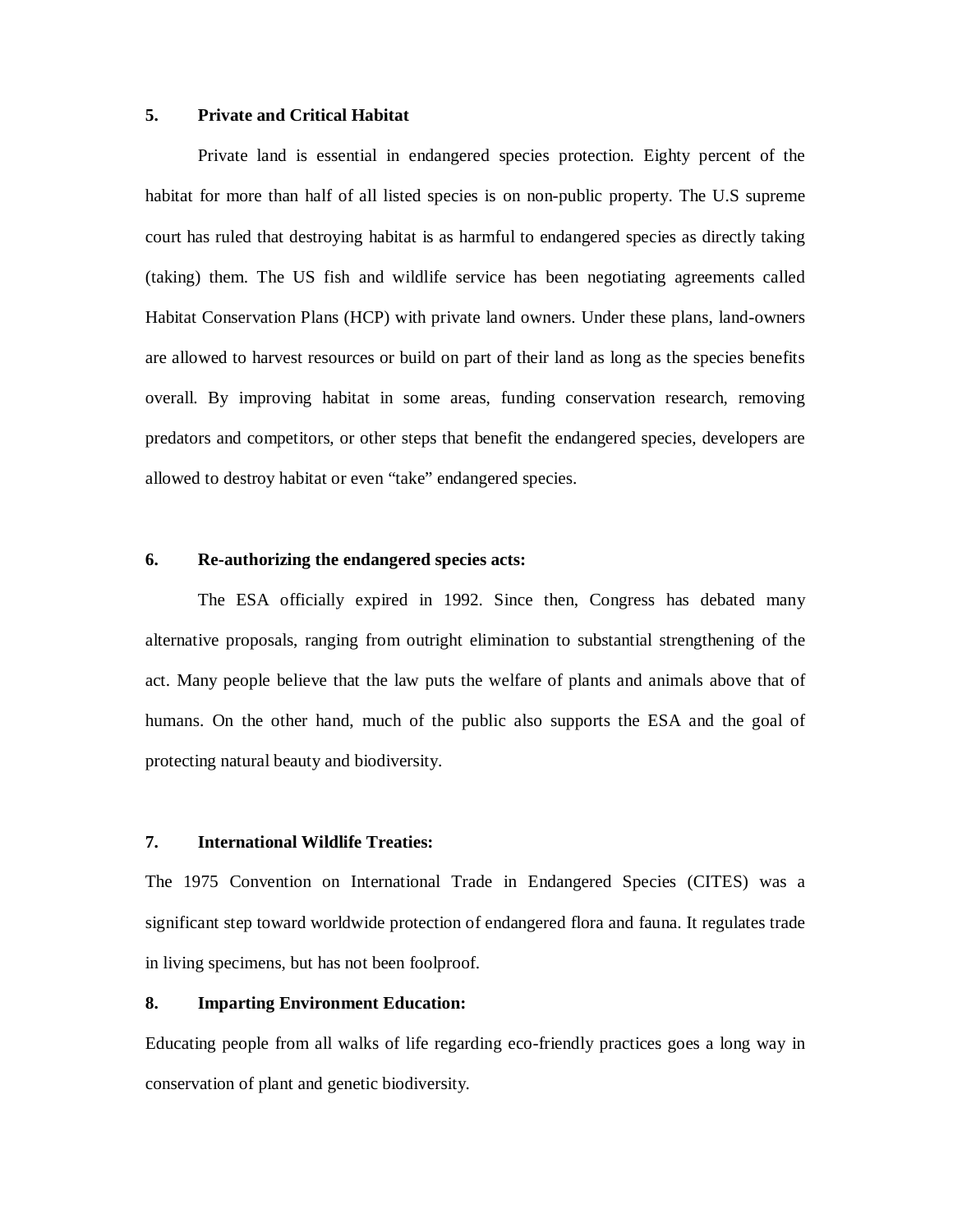**5. Private and Critical Habitat**

Private land is essential in endangered species protection. Eighty percent of the habitat for more than half of all listed species is on non-public property. The U.S supreme court has ruled that destroying habitat is as harmful to endangered species as directly taking (taking) them. The US fish and wildlife service has been negotiating agreements called Habitat Conservation Plans (HCP) with private land owners. Under these plans, land-owners are allowed to harvest resources or build on part of their land as long as the species benefits overall. By improving habitat in some areas, funding conservation research, removing predators and competitors, or other steps that benefit the endangered species, developers are allowed to destroy habitat or even "take" endangered species.

**6. Re-authorizing the endangered species acts:**

The ESA officially expired in 1992. Since then, Congress has debated many alternative proposals, ranging from outright elimination to substantial strengthening of the act. Many people believe that the law puts the welfare of plants and animals above that of humans. On the other hand, much of the public also supports the ESA and the goal of protecting natural beauty and biodiversity.

**7. International Wildlife Treaties:**

The 1975 Convention on International Trade in Endangered Species (CITES) was a significant step toward worldwide protection of endangered flora and fauna. It regulates trade in living specimens, but has not been foolproof.

**8. Imparting Environment Education:**

Educating people from all walks of life regarding eco-friendly practices goes a long way in conservation of plant and genetic biodiversity.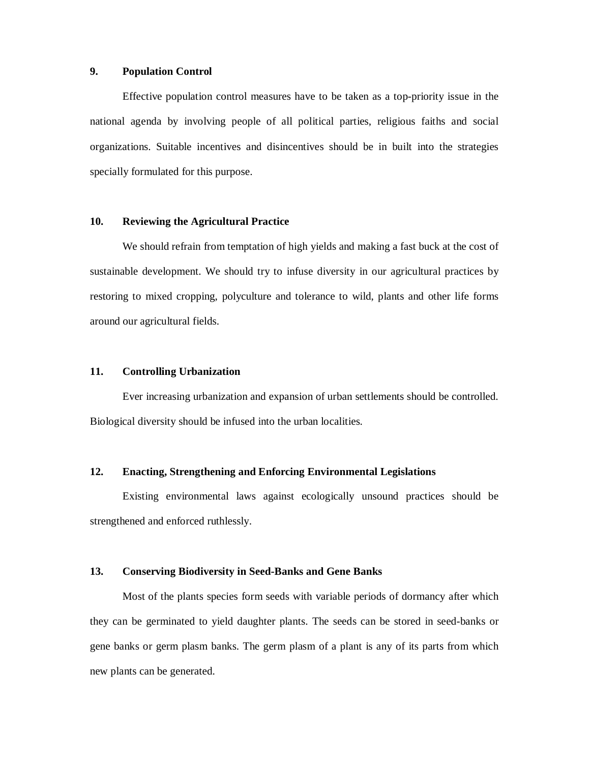**9. Population Control**

Effective population control measures have to be taken as a top-priority issue in the national agenda by involving people of all political parties, religious faiths and social organizations. Suitable incentives and disincentives should be in built into the strategies specially formulated for this purpose.

**10. Reviewing the Agricultural Practice**

We should refrain from temptation of high yields and making a fast buck at the cost of sustainable development. We should try to infuse diversity in our agricultural practices by restoring to mixed cropping, polyculture and tolerance to wild, plants and other life forms around our agricultural fields.

**11. Controlling Urbanization**

Ever increasing urbanization and expansion of urban settlements should be controlled. Biological diversity should be infused into the urban localities.

**12. Enacting, Strengthening and Enforcing Environmental Legislations**

Existing environmental laws against ecologically unsound practices should be strengthened and enforced ruthlessly.

**13. Conserving Biodiversity in Seed-Banks and Gene Banks**

Most of the plants species form seeds with variable periods of dormancy after which they can be germinated to yield daughter plants. The seeds can be stored in seed-banks or gene banks or germ plasm banks. The germ plasm of a plant is any of its parts from which new plants can be generated.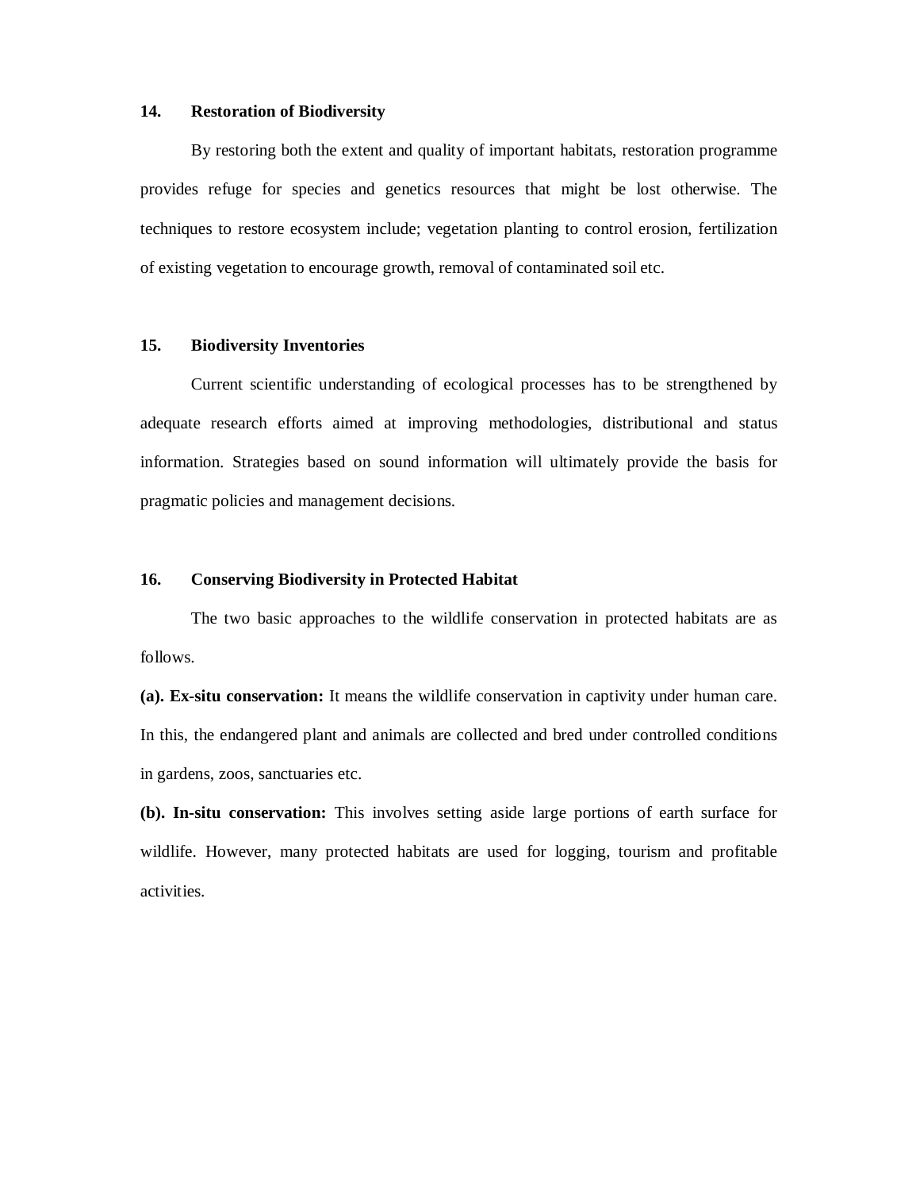**14. Restoration of Biodiversity**

By restoring both the extent and quality of important habitats, restoration programme provides refuge for species and genetics resources that might be lost otherwise. The techniques to restore ecosystem include; vegetation planting to control erosion, fertilization of existing vegetation to encourage growth, removal of contaminated soil etc.

**15. Biodiversity Inventories**

Current scientific understanding of ecological processes has to be strengthened by adequate research efforts aimed at improving methodologies, distributional and status information. Strategies based on sound information will ultimately provide the basis for pragmatic policies and management decisions.

**16. Conserving Biodiversity in Protected Habitat**

The two basic approaches to the wildlife conservation in protected habitats are as follows.

**(a). Ex-situ conservation:** It means the wildlife conservation in captivity under human care. In this, the endangered plant and animals are collected and bred under controlled conditions in gardens, zoos, sanctuaries etc.

**(b). In-situ conservation:** This involves setting aside large portions of earth surface for wildlife. However, many protected habitats are used for logging, tourism and profitable activities.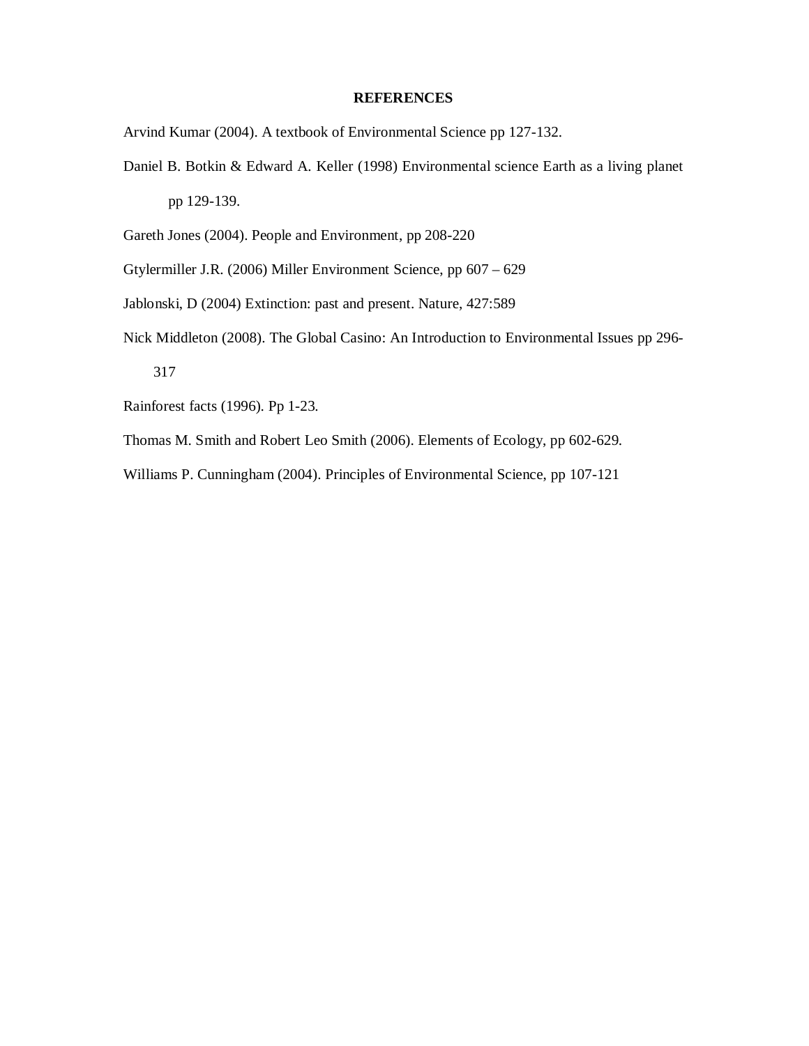# REFERENCES

Arvind Kumar (2004). A textbook of Environmental Science pp 127-132.

Daniel B. Botkin & Edward A. Keller (1998) Environmental science Earth as a living planet pp 129-139.

Gareth Jones (2004). People and Environment, pp 208-220

Gtylermiller J.R. (2006) Miller Environment Science, pp 607 – 629

Jablonski, D (2004) Extinction: past and present. Nature, 427:589

Nick Middleton (2008). The Global Casino: An Introduction to Environmental Issues pp 296-317

Rainforest facts (1996). Pp 1-23.

Thomas M. Smith and Robert Leo Smith (2006). Elements of Ecology, pp 602-629.

Williams P. Cunningham (2004). Principles of Environmental Science, pp 107-121